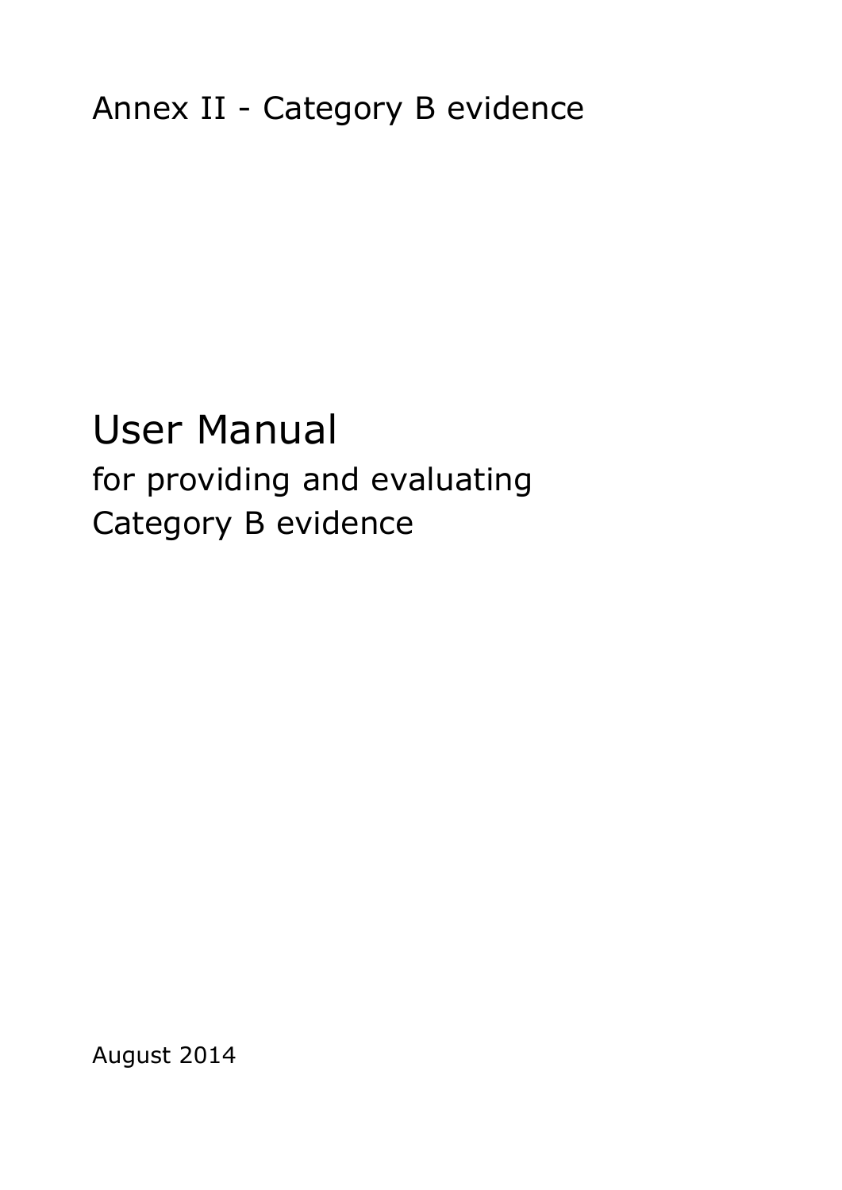Annex II - Category B evidence

# User Manual

## for providing and evaluating Category B evidence

August 2014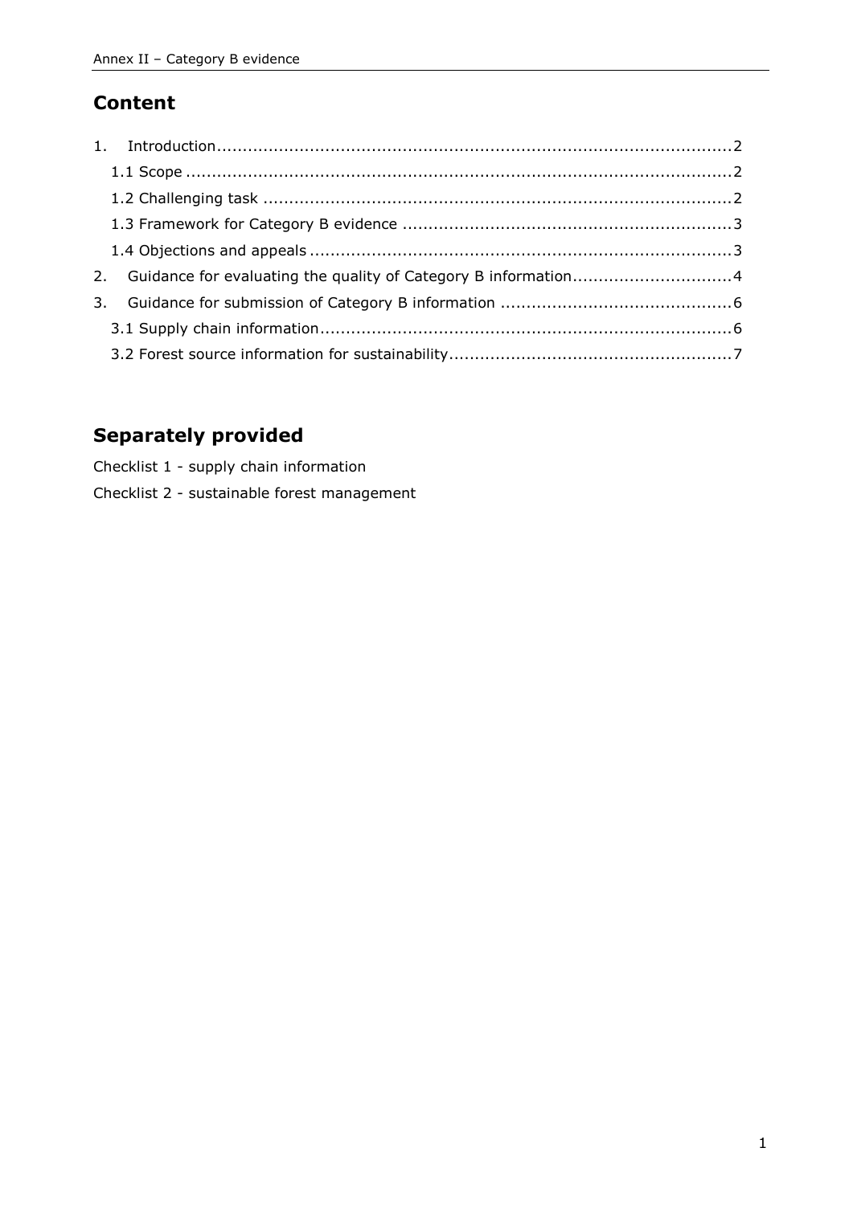## Content

1. Introduction .......... 2
   - 1.1 Scope .......... 2
   - 1.2 Challenging task .......... 2
   - 1.3 Framework for Category B evidence .......... 3
   - 1.4 Objections and appeals .......... 3
2. Guidance for evaluating the quality of Category B information .......... 4
3. Guidance for submission of Category B information .......... 6
   - 3.1 Supply chain information .......... 6
   - 3.2 Forest source information for sustainability .......... 7

## Separately provided

Checklist 1 - supply chain information

Checklist 2 - sustainable forest management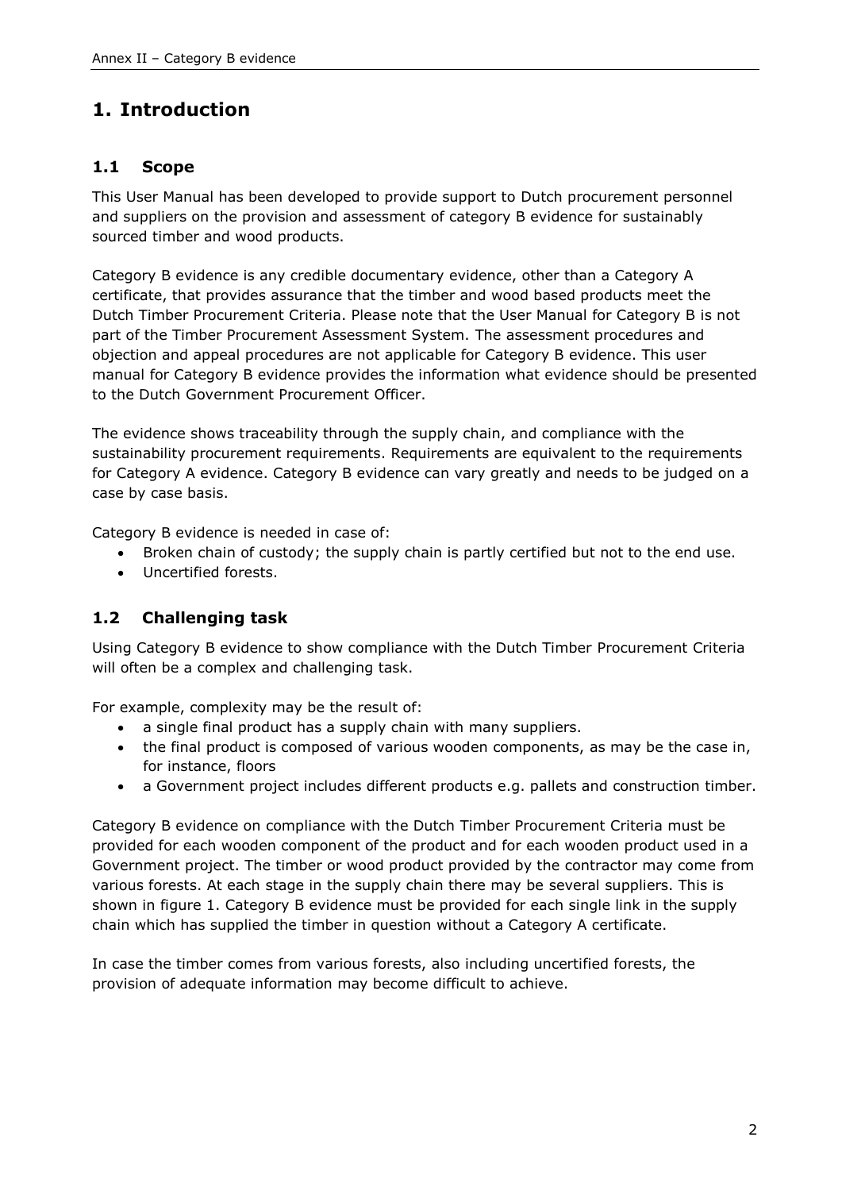# 1. Introduction

## 1.1 Scope

This User Manual has been developed to provide support to Dutch procurement personnel and suppliers on the provision and assessment of category B evidence for sustainably sourced timber and wood products.

Category B evidence is any credible documentary evidence, other than a Category A certificate, that provides assurance that the timber and wood based products meet the Dutch Timber Procurement Criteria. Please note that the User Manual for Category B is not part of the Timber Procurement Assessment System. The assessment procedures and objection and appeal procedures are not applicable for Category B evidence. This user manual for Category B evidence provides the information what evidence should be presented to the Dutch Government Procurement Officer.

The evidence shows traceability through the supply chain, and compliance with the sustainability procurement requirements. Requirements are equivalent to the requirements for Category A evidence. Category B evidence can vary greatly and needs to be judged on a case by case basis.

Category B evidence is needed in case of:

- Broken chain of custody; the supply chain is partly certified but not to the end use.
- Uncertified forests.

## 1.2 Challenging task

Using Category B evidence to show compliance with the Dutch Timber Procurement Criteria will often be a complex and challenging task.

For example, complexity may be the result of:

- a single final product has a supply chain with many suppliers.
- the final product is composed of various wooden components, as may be the case in, for instance, floors
- a Government project includes different products e.g. pallets and construction timber.

Category B evidence on compliance with the Dutch Timber Procurement Criteria must be provided for each wooden component of the product and for each wooden product used in a Government project. The timber or wood product provided by the contractor may come from various forests. At each stage in the supply chain there may be several suppliers. This is shown in figure 1. Category B evidence must be provided for each single link in the supply chain which has supplied the timber in question without a Category A certificate.

In case the timber comes from various forests, also including uncertified forests, the provision of adequate information may become difficult to achieve.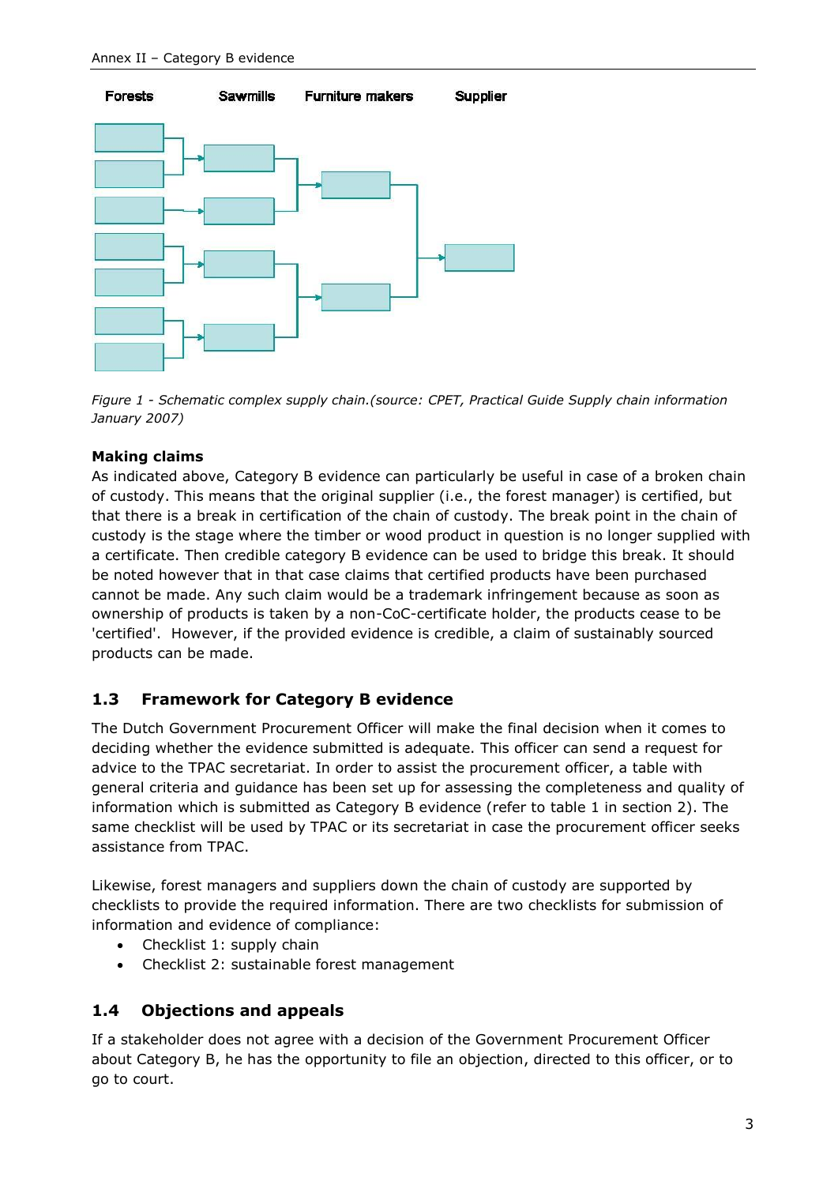Forests Sawmills Furniture makers Supplier

*Figure 1 - Schematic complex supply chain.(source: CPET, Practical Guide Supply chain information January 2007)*

**Making claims**

As indicated above, Category B evidence can particularly be useful in case of a broken chain of custody. This means that the original supplier (i.e., the forest manager) is certified, but that there is a break in certification of the chain of custody. The break point in the chain of custody is the stage where the timber or wood product in question is no longer supplied with a certificate. Then credible category B evidence can be used to bridge this break. It should be noted however that in that case claims that certified products have been purchased cannot be made. Any such claim would be a trademark infringement because as soon as ownership of products is taken by a non-CoC-certificate holder, the products cease to be 'certified'. However, if the provided evidence is credible, a claim of sustainably sourced products can be made.

## 1.3 Framework for Category B evidence

The Dutch Government Procurement Officer will make the final decision when it comes to deciding whether the evidence submitted is adequate. This officer can send a request for advice to the TPAC secretariat. In order to assist the procurement officer, a table with general criteria and guidance has been set up for assessing the completeness and quality of information which is submitted as Category B evidence (refer to table 1 in section 2). The same checklist will be used by TPAC or its secretariat in case the procurement officer seeks assistance from TPAC.

Likewise, forest managers and suppliers down the chain of custody are supported by checklists to provide the required information. There are two checklists for submission of information and evidence of compliance:

- Checklist 1: supply chain
- Checklist 2: sustainable forest management

## 1.4 Objections and appeals

If a stakeholder does not agree with a decision of the Government Procurement Officer about Category B, he has the opportunity to file an objection, directed to this officer, or to go to court.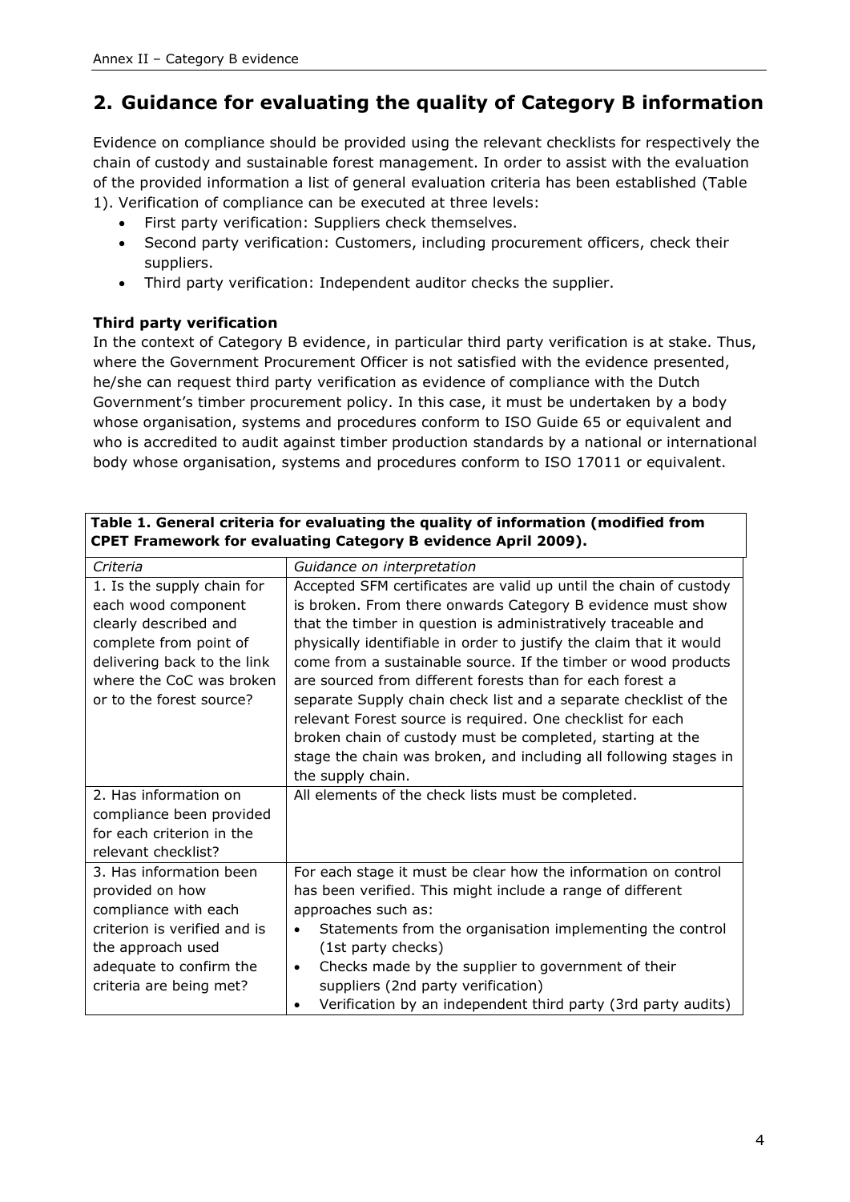## 2. Guidance for evaluating the quality of Category B information

Evidence on compliance should be provided using the relevant checklists for respectively the chain of custody and sustainable forest management. In order to assist with the evaluation of the provided information a list of general evaluation criteria has been established (Table 1). Verification of compliance can be executed at three levels:

- First party verification: Suppliers check themselves.
- Second party verification: Customers, including procurement officers, check their suppliers.
- Third party verification: Independent auditor checks the supplier.

**Third party verification**

In the context of Category B evidence, in particular third party verification is at stake. Thus, where the Government Procurement Officer is not satisfied with the evidence presented, he/she can request third party verification as evidence of compliance with the Dutch Government's timber procurement policy. In this case, it must be undertaken by a body whose organisation, systems and procedures conform to ISO Guide 65 or equivalent and who is accredited to audit against timber production standards by a national or international body whose organisation, systems and procedures conform to ISO 17011 or equivalent.

**Table 1. General criteria for evaluating the quality of information (modified from CPET Framework for evaluating Category B evidence April 2009).**

| *Criteria* | *Guidance on interpretation* |
|---|---|
| 1. Is the supply chain for each wood component clearly described and complete from point of delivering back to the link where the CoC was broken or to the forest source? | Accepted SFM certificates are valid up until the chain of custody is broken. From there onwards Category B evidence must show that the timber in question is administratively traceable and physically identifiable in order to justify the claim that it would come from a sustainable source. If the timber or wood products are sourced from different forests than for each forest a separate Supply chain check list and a separate checklist of the relevant Forest source is required. One checklist for each broken chain of custody must be completed, starting at the stage the chain was broken, and including all following stages in the supply chain. |
| 2. Has information on compliance been provided for each criterion in the relevant checklist? | All elements of the check lists must be completed. |
| 3. Has information been provided on how compliance with each criterion is verified and is the approach used adequate to confirm the criteria are being met? | For each stage it must be clear how the information on control has been verified. This might include a range of different approaches such as:<br>• Statements from the organisation implementing the control (1st party checks)<br>• Checks made by the supplier to government of their suppliers (2nd party verification)<br>• Verification by an independent third party (3rd party audits) |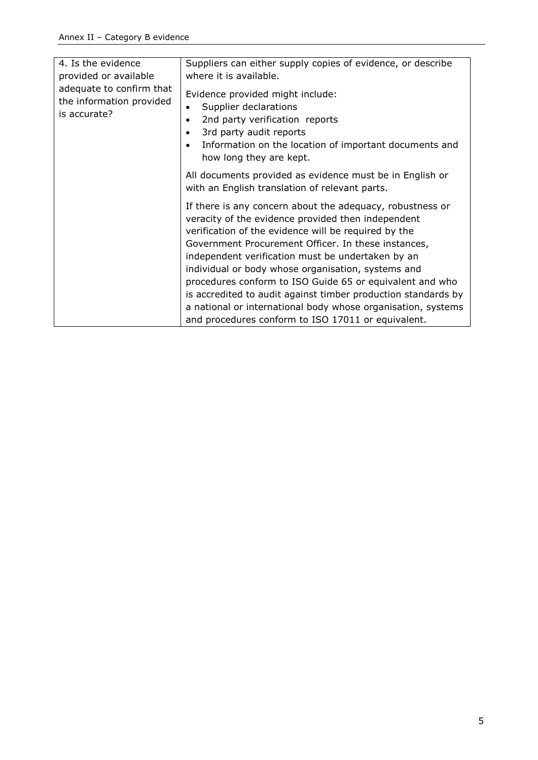| 4. Is the evidence provided or available adequate to confirm that the information provided is accurate? | Suppliers can either supply copies of evidence, or describe where it is available.<br><br>Evidence provided might include:<br>• Supplier declarations<br>• 2nd party verification reports<br>• 3rd party audit reports<br>• Information on the location of important documents and how long they are kept.<br><br>All documents provided as evidence must be in English or with an English translation of relevant parts.<br><br>If there is any concern about the adequacy, robustness or veracity of the evidence provided then independent verification of the evidence will be required by the Government Procurement Officer. In these instances, independent verification must be undertaken by an individual or body whose organisation, systems and procedures conform to ISO Guide 65 or equivalent and who is accredited to audit against timber production standards by a national or international body whose organisation, systems and procedures conform to ISO 17011 or equivalent. |
|---|---|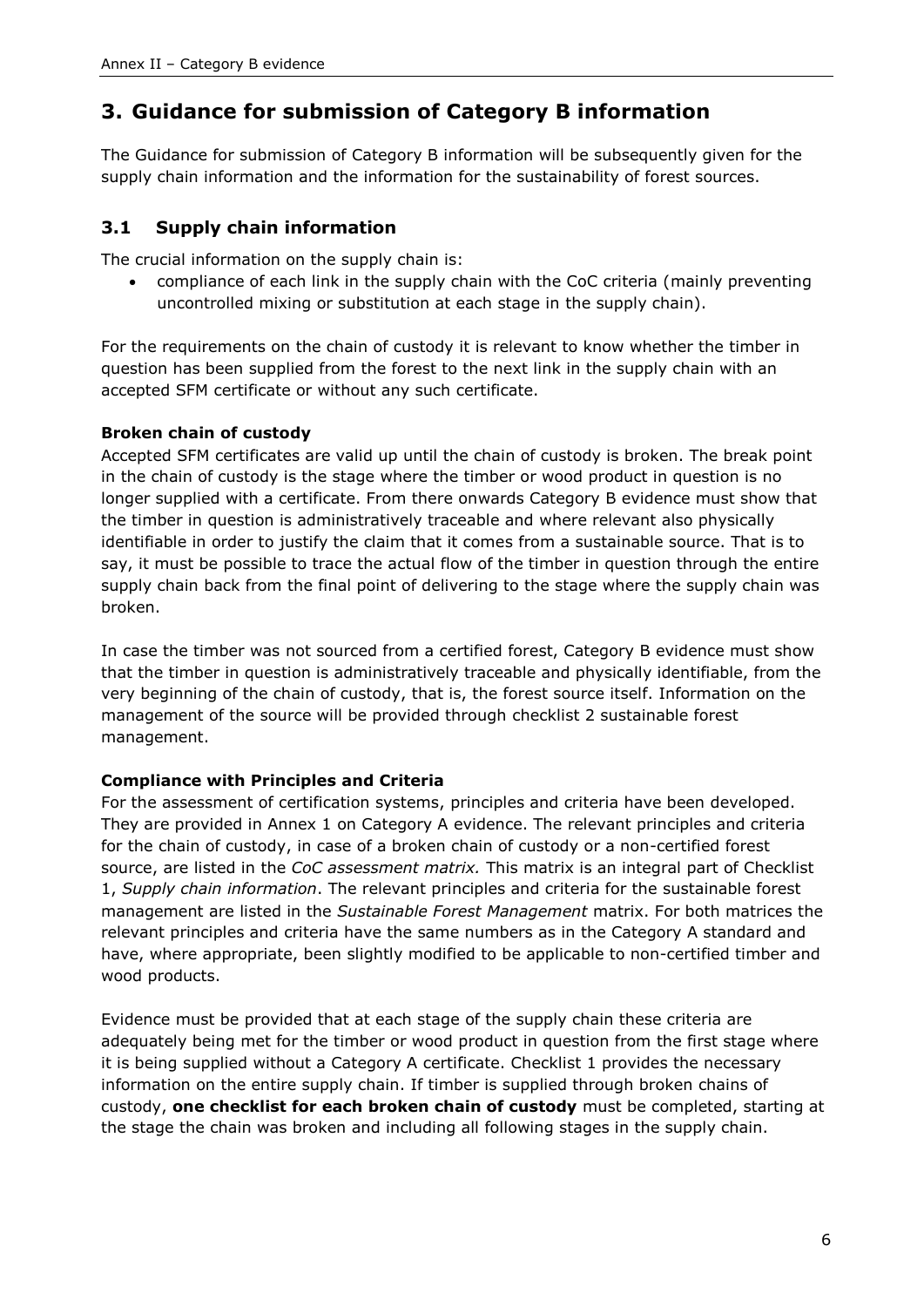# 3. Guidance for submission of Category B information

The Guidance for submission of Category B information will be subsequently given for the supply chain information and the information for the sustainability of forest sources.

## 3.1 Supply chain information

The crucial information on the supply chain is:

- compliance of each link in the supply chain with the CoC criteria (mainly preventing uncontrolled mixing or substitution at each stage in the supply chain).

For the requirements on the chain of custody it is relevant to know whether the timber in question has been supplied from the forest to the next link in the supply chain with an accepted SFM certificate or without any such certificate.

**Broken chain of custody**

Accepted SFM certificates are valid up until the chain of custody is broken. The break point in the chain of custody is the stage where the timber or wood product in question is no longer supplied with a certificate. From there onwards Category B evidence must show that the timber in question is administratively traceable and where relevant also physically identifiable in order to justify the claim that it comes from a sustainable source. That is to say, it must be possible to trace the actual flow of the timber in question through the entire supply chain back from the final point of delivering to the stage where the supply chain was broken.

In case the timber was not sourced from a certified forest, Category B evidence must show that the timber in question is administratively traceable and physically identifiable, from the very beginning of the chain of custody, that is, the forest source itself. Information on the management of the source will be provided through checklist 2 sustainable forest management.

**Compliance with Principles and Criteria**

For the assessment of certification systems, principles and criteria have been developed. They are provided in Annex 1 on Category A evidence. The relevant principles and criteria for the chain of custody, in case of a broken chain of custody or a non-certified forest source, are listed in the *CoC assessment matrix.* This matrix is an integral part of Checklist 1, *Supply chain information*. The relevant principles and criteria for the sustainable forest management are listed in the *Sustainable Forest Management* matrix. For both matrices the relevant principles and criteria have the same numbers as in the Category A standard and have, where appropriate, been slightly modified to be applicable to non-certified timber and wood products.

Evidence must be provided that at each stage of the supply chain these criteria are adequately being met for the timber or wood product in question from the first stage where it is being supplied without a Category A certificate. Checklist 1 provides the necessary information on the entire supply chain. If timber is supplied through broken chains of custody, **one checklist for each broken chain of custody** must be completed, starting at the stage the chain was broken and including all following stages in the supply chain.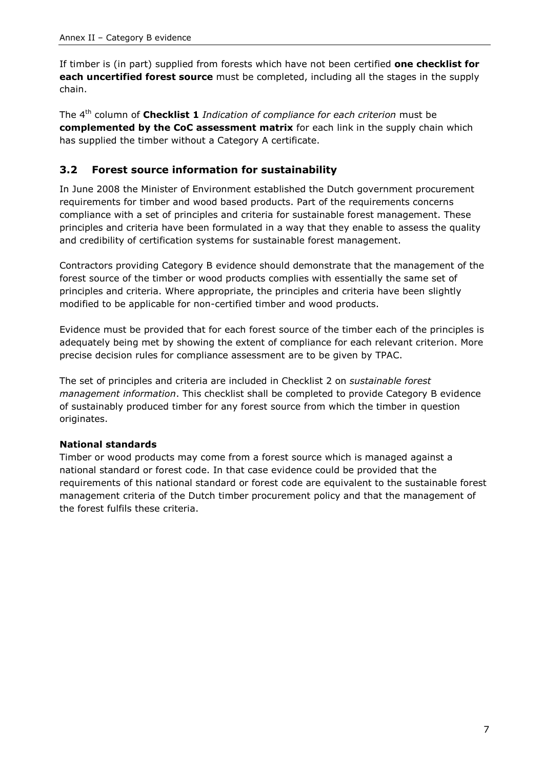If timber is (in part) supplied from forests which have not been certified **one checklist for each uncertified forest source** must be completed, including all the stages in the supply chain.

The 4th column of **Checklist 1** *Indication of compliance for each criterion* must be **complemented by the CoC assessment matrix** for each link in the supply chain which has supplied the timber without a Category A certificate.

## 3.2 Forest source information for sustainability

In June 2008 the Minister of Environment established the Dutch government procurement requirements for timber and wood based products. Part of the requirements concerns compliance with a set of principles and criteria for sustainable forest management. These principles and criteria have been formulated in a way that they enable to assess the quality and credibility of certification systems for sustainable forest management.

Contractors providing Category B evidence should demonstrate that the management of the forest source of the timber or wood products complies with essentially the same set of principles and criteria. Where appropriate, the principles and criteria have been slightly modified to be applicable for non-certified timber and wood products.

Evidence must be provided that for each forest source of the timber each of the principles is adequately being met by showing the extent of compliance for each relevant criterion. More precise decision rules for compliance assessment are to be given by TPAC.

The set of principles and criteria are included in Checklist 2 on *sustainable forest management information*. This checklist shall be completed to provide Category B evidence of sustainably produced timber for any forest source from which the timber in question originates.

**National standards**

Timber or wood products may come from a forest source which is managed against a national standard or forest code. In that case evidence could be provided that the requirements of this national standard or forest code are equivalent to the sustainable forest management criteria of the Dutch timber procurement policy and that the management of the forest fulfils these criteria.